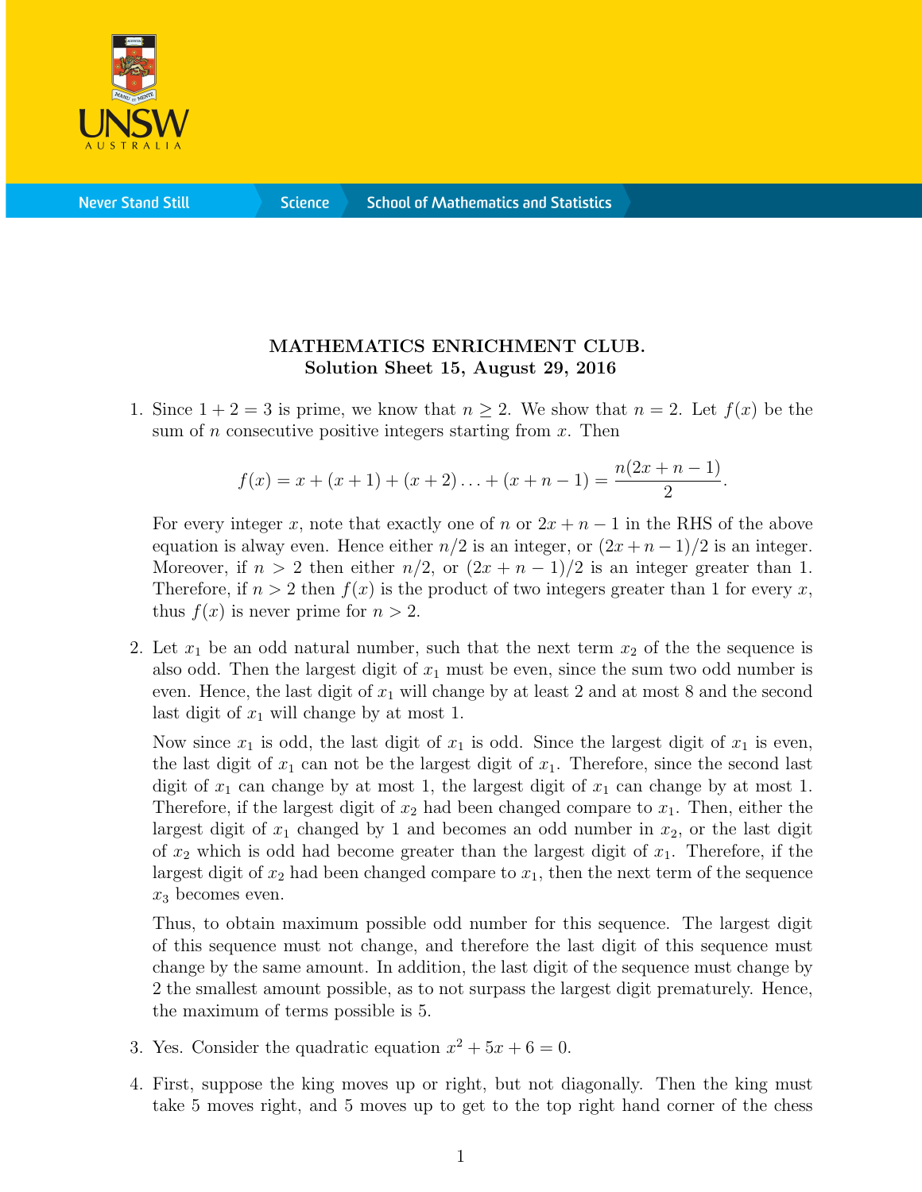**MATHEMATICS ENRICHMENT CLUB.**
**Solution Sheet 15, August 29, 2016**

1. Since $1 + 2 = 3$ is prime, we know that $n \geq 2$. We show that $n = 2$. Let $f(x)$ be the sum of $n$ consecutive positive integers starting from $x$. Then

$$f(x) = x + (x + 1) + (x + 2) \ldots + (x + n - 1) = \frac{n(2x + n - 1)}{2}.$$

For every integer $x$, note that exactly one of $n$ or $2x + n - 1$ in the RHS of the above equation is alway even. Hence either $n/2$ is an integer, or $(2x + n - 1)/2$ is an integer. Moreover, if $n > 2$ then either $n/2$, or $(2x + n - 1)/2$ is an integer greater than 1. Therefore, if $n > 2$ then $f(x)$ is the product of two integers greater than 1 for every $x$, thus $f(x)$ is never prime for $n > 2$.

2. Let $x_1$ be an odd natural number, such that the next term $x_2$ of the the sequence is also odd. Then the largest digit of $x_1$ must be even, since the sum two odd number is even. Hence, the last digit of $x_1$ will change by at least 2 and at most 8 and the second last digit of $x_1$ will change by at most 1.

Now since $x_1$ is odd, the last digit of $x_1$ is odd. Since the largest digit of $x_1$ is even, the last digit of $x_1$ can not be the largest digit of $x_1$. Therefore, since the second last digit of $x_1$ can change by at most 1, the largest digit of $x_1$ can change by at most 1. Therefore, if the largest digit of $x_2$ had been changed compare to $x_1$. Then, either the largest digit of $x_1$ changed by 1 and becomes an odd number in $x_2$, or the last digit of $x_2$ which is odd had become greater than the largest digit of $x_1$. Therefore, if the largest digit of $x_2$ had been changed compare to $x_1$, then the next term of the sequence $x_3$ becomes even.

Thus, to obtain maximum possible odd number for this sequence. The largest digit of this sequence must not change, and therefore the last digit of this sequence must change by the same amount. In addition, the last digit of the sequence must change by 2 the smallest amount possible, as to not surpass the largest digit prematurely. Hence, the maximum of terms possible is 5.

3. Yes. Consider the quadratic equation $x^2 + 5x + 6 = 0$.

4. First, suppose the king moves up or right, but not diagonally. Then the king must take 5 moves right, and 5 moves up to get to the top right hand corner of the chess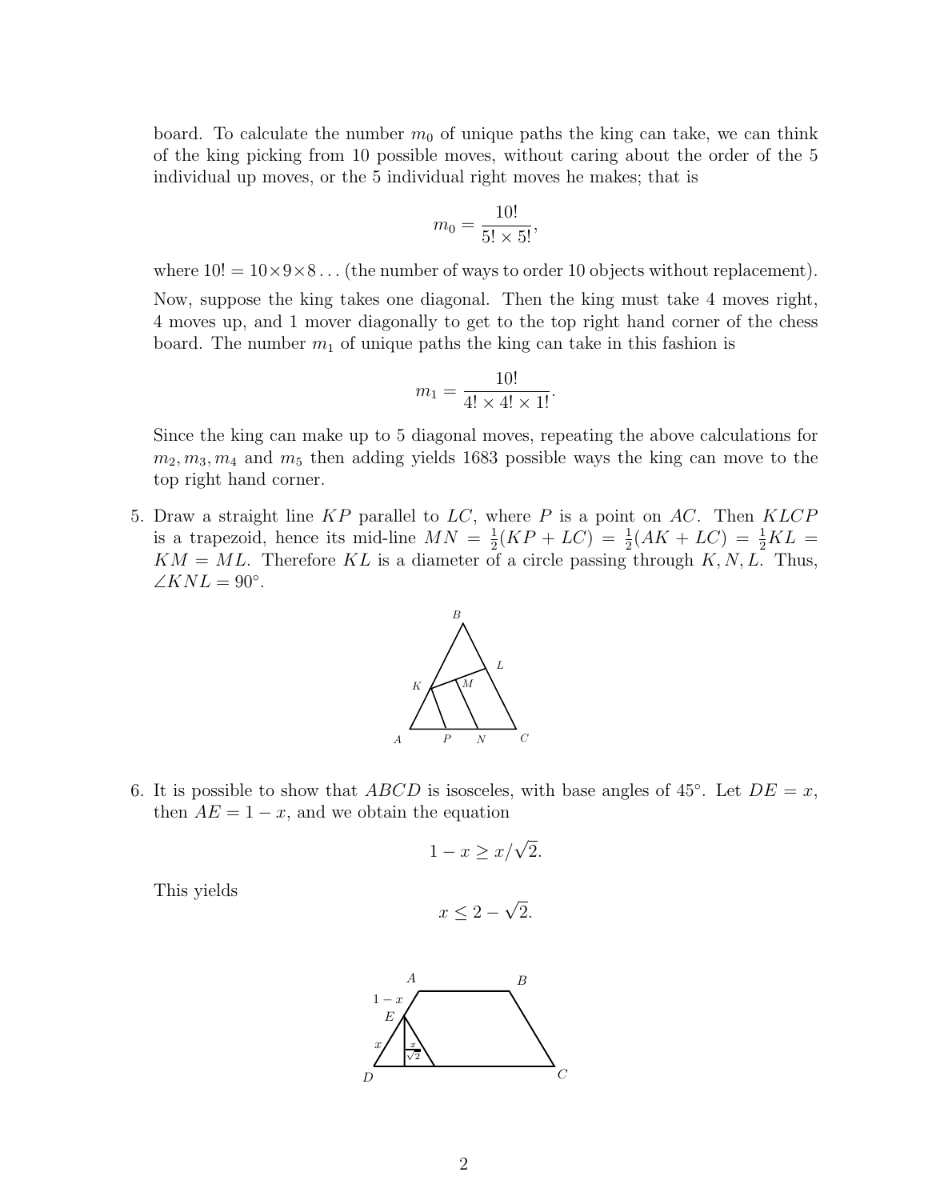board. To calculate the number $m_0$ of unique paths the king can take, we can think of the king picking from 10 possible moves, without caring about the order of the 5 individual up moves, or the 5 individual right moves he makes; that is

$$m_0 = \frac{10!}{5! \times 5!},$$

where $10! = 10 \times 9 \times 8 \ldots$ (the number of ways to order 10 objects without replacement).

Now, suppose the king takes one diagonal. Then the king must take 4 moves right, 4 moves up, and 1 mover diagonally to get to the top right hand corner of the chess board. The number $m_1$ of unique paths the king can take in this fashion is

$$m_1 = \frac{10!}{4! \times 4! \times 1!}.$$

Since the king can make up to 5 diagonal moves, repeating the above calculations for $m_2, m_3, m_4$ and $m_5$ then adding yields 1683 possible ways the king can move to the top right hand corner.

5. Draw a straight line $KP$ parallel to $LC$, where $P$ is a point on $AC$. Then $KLCP$ is a trapezoid, hence its mid-line $MN = \frac{1}{2}(KP + LC) = \frac{1}{2}(AK + LC) = \frac{1}{2}KL = KM = ML$. Therefore $KL$ is a diameter of a circle passing through $K, N, L$. Thus, $\angle KNL = 90°$.

6. It is possible to show that $ABCD$ is isosceles, with base angles of $45°$. Let $DE = x$, then $AE = 1 - x$, and we obtain the equation

$$1 - x \geq x/\sqrt{2}.$$

This yields

$$x \leq 2 - \sqrt{2}.$$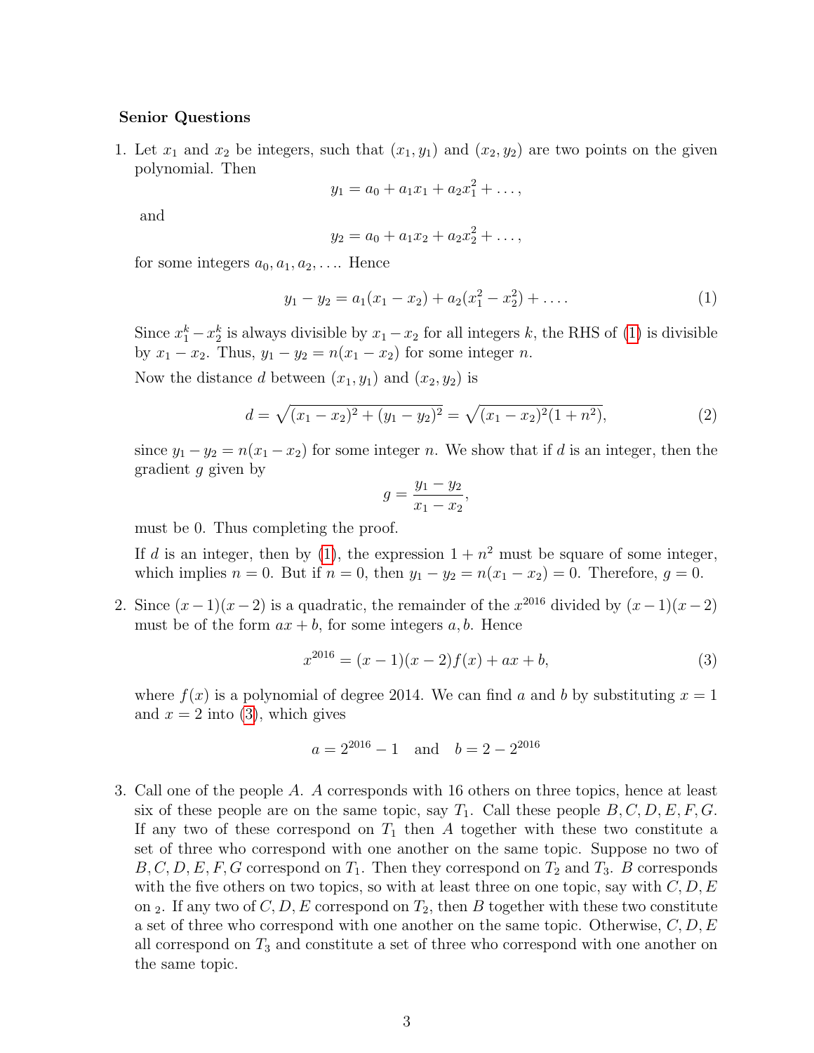**Senior Questions**

1. Let $x_1$ and $x_2$ be integers, such that $(x_1, y_1)$ and $(x_2, y_2)$ are two points on the given polynomial. Then

$$y_1 = a_0 + a_1 x_1 + a_2 x_1^2 + \dots,$$

and

$$y_2 = a_0 + a_1 x_2 + a_2 x_2^2 + \dots,$$

for some integers $a_0, a_1, a_2, \dots$. Hence

$$y_1 - y_2 = a_1(x_1 - x_2) + a_2(x_1^2 - x_2^2) + \dots. \tag{1}$$

Since $x_1^k - x_2^k$ is always divisible by $x_1 - x_2$ for all integers $k$, the RHS of (1) is divisible by $x_1 - x_2$. Thus, $y_1 - y_2 = n(x_1 - x_2)$ for some integer $n$.

Now the distance $d$ between $(x_1, y_1)$ and $(x_2, y_2)$ is

$$d = \sqrt{(x_1 - x_2)^2 + (y_1 - y_2)^2} = \sqrt{(x_1 - x_2)^2(1 + n^2)}, \tag{2}$$

since $y_1 - y_2 = n(x_1 - x_2)$ for some integer $n$. We show that if $d$ is an integer, then the gradient $g$ given by

$$g = \frac{y_1 - y_2}{x_1 - x_2},$$

must be 0. Thus completing the proof.

If $d$ is an integer, then by (1), the expression $1 + n^2$ must be square of some integer, which implies $n = 0$. But if $n = 0$, then $y_1 - y_2 = n(x_1 - x_2) = 0$. Therefore, $g = 0$.

2. Since $(x - 1)(x - 2)$ is a quadratic, the remainder of the $x^{2016}$ divided by $(x - 1)(x - 2)$ must be of the form $ax + b$, for some integers $a, b$. Hence

$$x^{2016} = (x - 1)(x - 2)f(x) + ax + b, \tag{3}$$

where $f(x)$ is a polynomial of degree 2014. We can find $a$ and $b$ by substituting $x = 1$ and $x = 2$ into (3), which gives

$$a = 2^{2016} - 1 \quad \text{and} \quad b = 2 - 2^{2016}$$

3. Call one of the people $A$. $A$ corresponds with 16 others on three topics, hence at least six of these people are on the same topic, say $T_1$. Call these people $B, C, D, E, F, G$. If any two of these correspond on $T_1$ then $A$ together with these two constitute a set of three who correspond with one another on the same topic. Suppose no two of $B, C, D, E, F, G$ correspond on $T_1$. Then they correspond on $T_2$ and $T_3$. $B$ corresponds with the five others on two topics, so with at least three on one topic, say with $C, D, E$ on $_2$. If any two of $C, D, E$ correspond on $T_2$, then $B$ together with these two constitute a set of three who correspond with one another on the same topic. Otherwise, $C, D, E$ all correspond on $T_3$ and constitute a set of three who correspond with one another on the same topic.